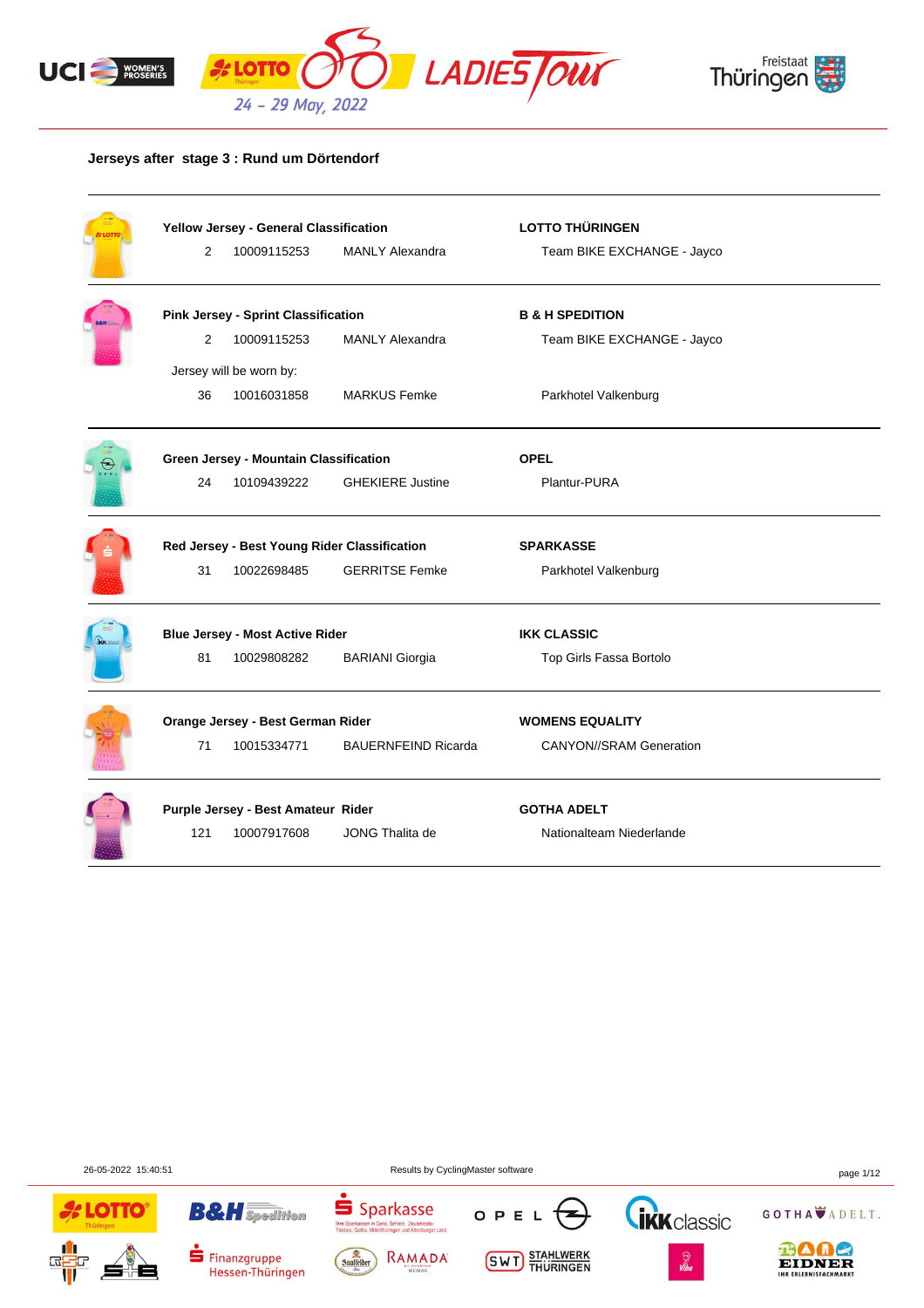## Jerseys after stage 3 : Rund um Dörtendorf

| Jersey | No. | UCI ID | Name | Sponsor / Team |
|---|---|---|---|---|
| **Yellow Jersey - General Classification** | | | | **LOTTO THÜRINGEN** |
| | 2 | 10009115253 | MANLY Alexandra | Team BIKE EXCHANGE - Jayco |
| **Pink Jersey - Sprint Classification** | | | | **B & H SPEDITION** |
| | 2 | 10009115253 | MANLY Alexandra | Team BIKE EXCHANGE - Jayco |
| Jersey will be worn by: | | | | |
| | 36 | 10016031858 | MARKUS Femke | Parkhotel Valkenburg |
| **Green Jersey - Mountain Classification** | | | | **OPEL** |
| | 24 | 10109439222 | GHEKIERE Justine | Plantur-PURA |
| **Red Jersey - Best Young Rider Classification** | | | | **SPARKASSE** |
| | 31 | 10022698485 | GERRITSE Femke | Parkhotel Valkenburg |
| **Blue Jersey - Most Active Rider** | | | | **IKK CLASSIC** |
| | 81 | 10029808282 | BARIANI Giorgia | Top Girls Fassa Bortolo |
| **Orange Jersey - Best German Rider** | | | | **WOMENS EQUALITY** |
| | 71 | 10015334771 | BAUERNFEIND Ricarda | CANYON//SRAM Generation |
| **Purple Jersey - Best Amateur Rider** | | | | **GOTHA ADELT** |
| | 121 | 10007917608 | JONG Thalita de | Nationalteam Niederlande |

26-05-2022 15:40:51 — Results by CyclingMaster software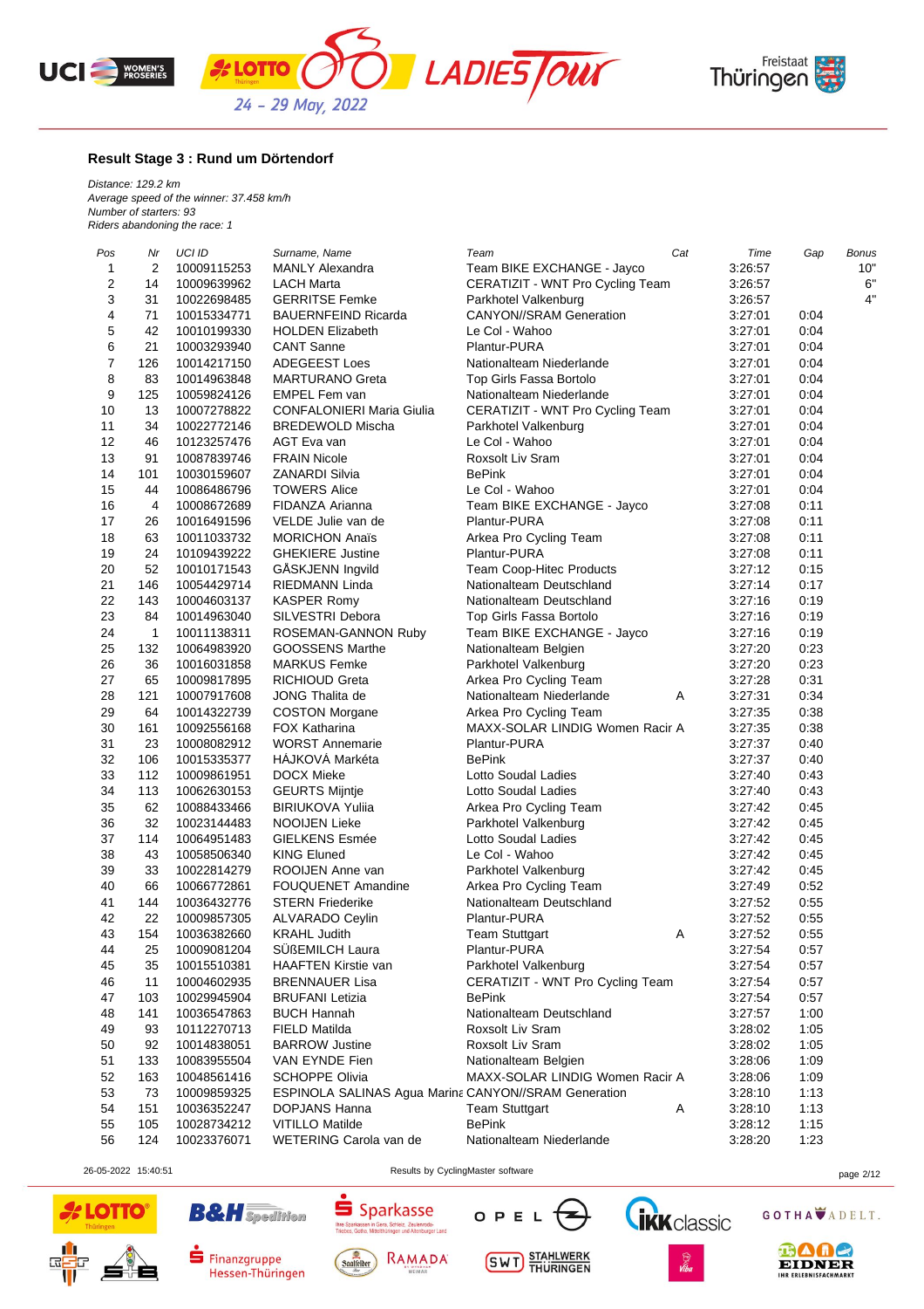### Result Stage 3 : Rund um Dörtendorf

*Distance: 129.2 km*
*Average speed of the winner: 37.458 km/h*
*Number of starters: 93*
*Riders abandoning the race: 1*

| Pos | Nr | UCI ID | Surname, Name | Team | Cat | Time | Gap | Bonus |
|---|---|---|---|---|---|---|---|---|
| 1 | 2 | 10009115253 | MANLY Alexandra | Team BIKE EXCHANGE - Jayco | | 3:26:57 | | 10" |
| 2 | 14 | 10009639962 | LACH Marta | CERATIZIT - WNT Pro Cycling Team | | 3:26:57 | | 6" |
| 3 | 31 | 10022698485 | GERRITSE Femke | Parkhotel Valkenburg | | 3:26:57 | | 4" |
| 4 | 71 | 10015334771 | BAUERNFEIND Ricarda | CANYON//SRAM Generation | | 3:27:01 | 0:04 | |
| 5 | 42 | 10010199330 | HOLDEN Elizabeth | Le Col - Wahoo | | 3:27:01 | 0:04 | |
| 6 | 21 | 10003293940 | CANT Sanne | Plantur-PURA | | 3:27:01 | 0:04 | |
| 7 | 126 | 10014217150 | ADEGEEST Loes | Nationalteam Niederlande | | 3:27:01 | 0:04 | |
| 8 | 83 | 10014963848 | MARTURANO Greta | Top Girls Fassa Bortolo | | 3:27:01 | 0:04 | |
| 9 | 125 | 10059824126 | EMPEL Fem van | Nationalteam Niederlande | | 3:27:01 | 0:04 | |
| 10 | 13 | 10007278822 | CONFALONIERI Maria Giulia | CERATIZIT - WNT Pro Cycling Team | | 3:27:01 | 0:04 | |
| 11 | 34 | 10022772146 | BREDEWOLD Mischa | Parkhotel Valkenburg | | 3:27:01 | 0:04 | |
| 12 | 46 | 10123257476 | AGT Eva van | Le Col - Wahoo | | 3:27:01 | 0:04 | |
| 13 | 91 | 10087839746 | FRAIN Nicole | Roxsolt Liv Sram | | 3:27:01 | 0:04 | |
| 14 | 101 | 10030159607 | ZANARDI Silvia | BePink | | 3:27:01 | 0:04 | |
| 15 | 44 | 10086486796 | TOWERS Alice | Le Col - Wahoo | | 3:27:01 | 0:04 | |
| 16 | 4 | 10008672689 | FIDANZA Arianna | Team BIKE EXCHANGE - Jayco | | 3:27:08 | 0:11 | |
| 17 | 26 | 10016491596 | VELDE Julie van de | Plantur-PURA | | 3:27:08 | 0:11 | |
| 18 | 63 | 10011033732 | MORICHON Anaïs | Arkea Pro Cycling Team | | 3:27:08 | 0:11 | |
| 19 | 24 | 10109439222 | GHEKIERE Justine | Plantur-PURA | | 3:27:08 | 0:11 | |
| 20 | 52 | 10010171543 | GÅSKJENN Ingvild | Team Coop-Hitec Products | | 3:27:12 | 0:15 | |
| 21 | 146 | 10054429714 | RIEDMANN Linda | Nationalteam Deutschland | | 3:27:14 | 0:17 | |
| 22 | 143 | 10004603137 | KASPER Romy | Nationalteam Deutschland | | 3:27:16 | 0:19 | |
| 23 | 84 | 10014963040 | SILVESTRI Debora | Top Girls Fassa Bortolo | | 3:27:16 | 0:19 | |
| 24 | 1 | 10011138311 | ROSEMAN-GANNON Ruby | Team BIKE EXCHANGE - Jayco | | 3:27:16 | 0:19 | |
| 25 | 132 | 10064983920 | GOOSSENS Marthe | Nationalteam Belgien | | 3:27:20 | 0:23 | |
| 26 | 36 | 10016031858 | MARKUS Femke | Parkhotel Valkenburg | | 3:27:20 | 0:23 | |
| 27 | 65 | 10009817895 | RICHIOUD Greta | Arkea Pro Cycling Team | | 3:27:28 | 0:31 | |
| 28 | 121 | 10007917608 | JONG Thalita de | Nationalteam Niederlande | A | 3:27:31 | 0:34 | |
| 29 | 64 | 10014322739 | COSTON Morgane | Arkea Pro Cycling Team | | 3:27:35 | 0:38 | |
| 30 | 161 | 10092556168 | FOX Katharina | MAXX-SOLAR LINDIG Women Racir | A | 3:27:35 | 0:38 | |
| 31 | 23 | 10008082912 | WORST Annemarie | Plantur-PURA | | 3:27:37 | 0:40 | |
| 32 | 106 | 10015335377 | HÁJKOVÁ Markéta | BePink | | 3:27:37 | 0:40 | |
| 33 | 112 | 10009861951 | DOCX Mieke | Lotto Soudal Ladies | | 3:27:40 | 0:43 | |
| 34 | 113 | 10062630153 | GEURTS Mijntje | Lotto Soudal Ladies | | 3:27:40 | 0:43 | |
| 35 | 62 | 10088433466 | BIRIUKOVA Yuliia | Arkea Pro Cycling Team | | 3:27:42 | 0:45 | |
| 36 | 32 | 10023144483 | NOOIJEN Lieke | Parkhotel Valkenburg | | 3:27:42 | 0:45 | |
| 37 | 114 | 10064951483 | GIELKENS Esmée | Lotto Soudal Ladies | | 3:27:42 | 0:45 | |
| 38 | 43 | 10058506340 | KING Eluned | Le Col - Wahoo | | 3:27:42 | 0:45 | |
| 39 | 33 | 10022814279 | ROOIJEN Anne van | Parkhotel Valkenburg | | 3:27:42 | 0:45 | |
| 40 | 66 | 10066772861 | FOUQUENET Amandine | Arkea Pro Cycling Team | | 3:27:49 | 0:52 | |
| 41 | 144 | 10036432776 | STERN Friederike | Nationalteam Deutschland | | 3:27:52 | 0:55 | |
| 42 | 22 | 10009857305 | ALVARADO Ceylin | Plantur-PURA | | 3:27:52 | 0:55 | |
| 43 | 154 | 10036382660 | KRAHL Judith | Team Stuttgart | A | 3:27:52 | 0:55 | |
| 44 | 25 | 10009081204 | SÜßEMILCH Laura | Plantur-PURA | | 3:27:54 | 0:57 | |
| 45 | 35 | 10015510381 | HAAFTEN Kirstie van | Parkhotel Valkenburg | | 3:27:54 | 0:57 | |
| 46 | 11 | 10004602935 | BRENNAUER Lisa | CERATIZIT - WNT Pro Cycling Team | | 3:27:54 | 0:57 | |
| 47 | 103 | 10029945904 | BRUFANI Letizia | BePink | | 3:27:54 | 0:57 | |
| 48 | 141 | 10036547863 | BUCH Hannah | Nationalteam Deutschland | | 3:27:57 | 1:00 | |
| 49 | 93 | 10112270713 | FIELD Matilda | Roxsolt Liv Sram | | 3:28:02 | 1:05 | |
| 50 | 92 | 10014838051 | BARROW Justine | Roxsolt Liv Sram | | 3:28:02 | 1:05 | |
| 51 | 133 | 10083955504 | VAN EYNDE Fien | Nationalteam Belgien | | 3:28:06 | 1:09 | |
| 52 | 163 | 10048561416 | SCHOPPE Olivia | MAXX-SOLAR LINDIG Women Racir | A | 3:28:06 | 1:09 | |
| 53 | 73 | 10009859325 | ESPINOLA SALINAS Agua Marina | CANYON//SRAM Generation | | 3:28:10 | 1:13 | |
| 54 | 151 | 10036352247 | DOPJANS Hanna | Team Stuttgart | A | 3:28:10 | 1:13 | |
| 55 | 105 | 10028734212 | VITILLO Matilde | BePink | | 3:28:12 | 1:15 | |
| 56 | 124 | 10023376071 | WETERING Carola van de | Nationalteam Niederlande | | 3:28:20 | 1:23 | |

26-05-2022 15:40:51 Results by CyclingMaster software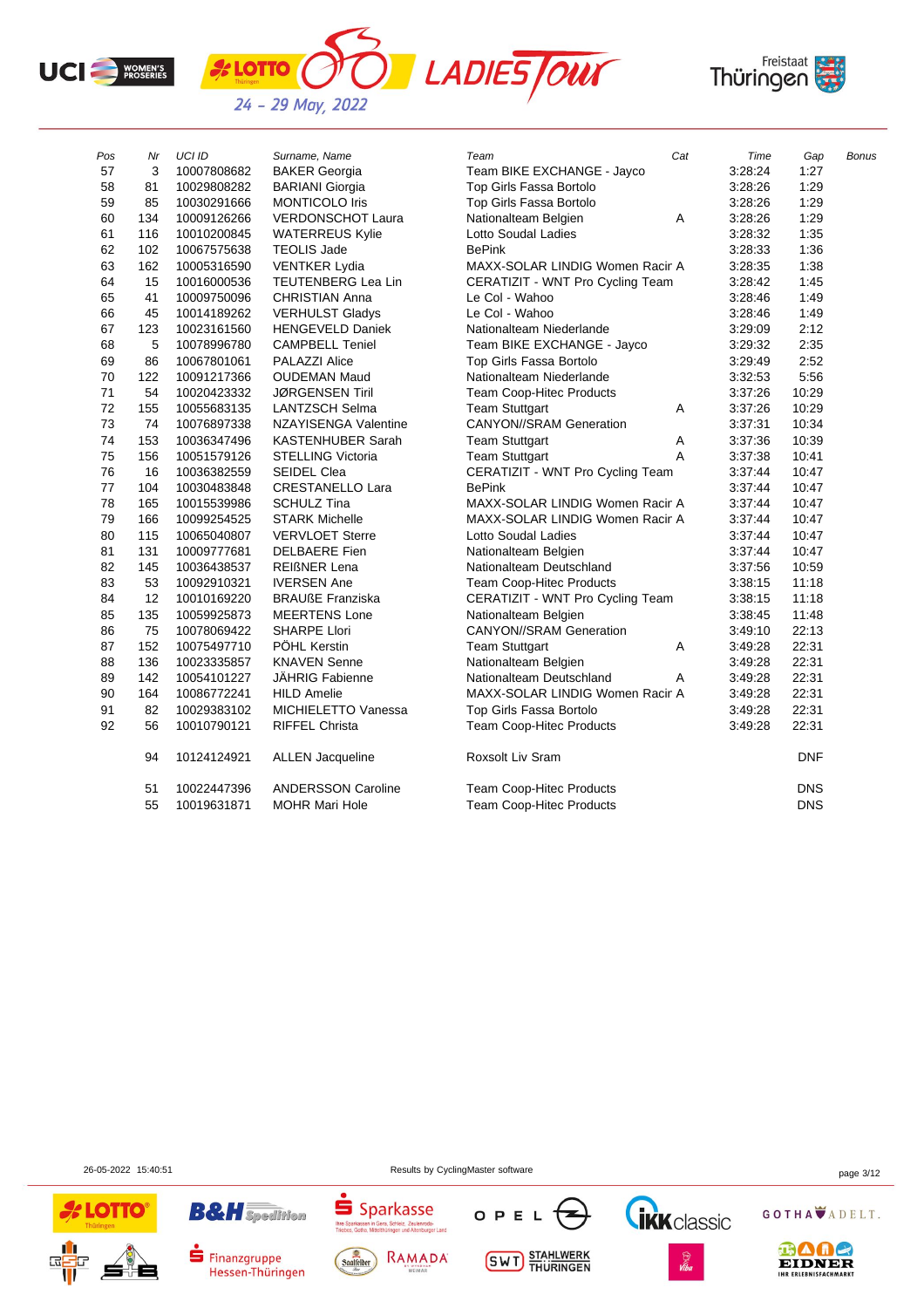| Pos | Nr | UCI ID | Surname, Name | Team | Cat | Time | Gap | Bonus |
|---|---|---|---|---|---|---|---|---|
| 57 | 3 | 10007808682 | BAKER Georgia | Team BIKE EXCHANGE - Jayco | | 3:28:24 | 1:27 | |
| 58 | 81 | 10029808282 | BARIANI Giorgia | Top Girls Fassa Bortolo | | 3:28:26 | 1:29 | |
| 59 | 85 | 10030291666 | MONTICOLO Iris | Top Girls Fassa Bortolo | | 3:28:26 | 1:29 | |
| 60 | 134 | 10009126266 | VERDONSCHOT Laura | Nationalteam Belgien | A | 3:28:26 | 1:29 | |
| 61 | 116 | 10010200845 | WATERREUS Kylie | Lotto Soudal Ladies | | 3:28:32 | 1:35 | |
| 62 | 102 | 10067575638 | TEOLIS Jade | BePink | | 3:28:33 | 1:36 | |
| 63 | 162 | 10005316590 | VENTKER Lydia | MAXX-SOLAR LINDIG Women Racir | A | 3:28:35 | 1:38 | |
| 64 | 15 | 10016000536 | TEUTENBERG Lea Lin | CERATIZIT - WNT Pro Cycling Team | | 3:28:42 | 1:45 | |
| 65 | 41 | 10009750096 | CHRISTIAN Anna | Le Col - Wahoo | | 3:28:46 | 1:49 | |
| 66 | 45 | 10014189262 | VERHULST Gladys | Le Col - Wahoo | | 3:28:46 | 1:49 | |
| 67 | 123 | 10023161560 | HENGEVELD Daniek | Nationalteam Niederlande | | 3:29:09 | 2:12 | |
| 68 | 5 | 10078996780 | CAMPBELL Teniel | Team BIKE EXCHANGE - Jayco | | 3:29:32 | 2:35 | |
| 69 | 86 | 10067801061 | PALAZZI Alice | Top Girls Fassa Bortolo | | 3:29:49 | 2:52 | |
| 70 | 122 | 10091217366 | OUDEMAN Maud | Nationalteam Niederlande | | 3:32:53 | 5:56 | |
| 71 | 54 | 10020423332 | JØRGENSEN Tiril | Team Coop-Hitec Products | | 3:37:26 | 10:29 | |
| 72 | 155 | 10055683135 | LANTZSCH Selma | Team Stuttgart | A | 3:37:26 | 10:29 | |
| 73 | 74 | 10076897338 | NZAYISENGA Valentine | CANYON//SRAM Generation | | 3:37:31 | 10:34 | |
| 74 | 153 | 10036347496 | KASTENHUBER Sarah | Team Stuttgart | A | 3:37:36 | 10:39 | |
| 75 | 156 | 10051579126 | STELLING Victoria | Team Stuttgart | A | 3:37:38 | 10:41 | |
| 76 | 16 | 10036382559 | SEIDEL Clea | CERATIZIT - WNT Pro Cycling Team | | 3:37:44 | 10:47 | |
| 77 | 104 | 10030483848 | CRESTANELLO Lara | BePink | | 3:37:44 | 10:47 | |
| 78 | 165 | 10015539986 | SCHULZ Tina | MAXX-SOLAR LINDIG Women Racir | A | 3:37:44 | 10:47 | |
| 79 | 166 | 10099254525 | STARK Michelle | MAXX-SOLAR LINDIG Women Racir | A | 3:37:44 | 10:47 | |
| 80 | 115 | 10065040807 | VERVLOET Sterre | Lotto Soudal Ladies | | 3:37:44 | 10:47 | |
| 81 | 131 | 10009777681 | DELBAERE Fien | Nationalteam Belgien | | 3:37:44 | 10:47 | |
| 82 | 145 | 10036438537 | REIßNER Lena | Nationalteam Deutschland | | 3:37:56 | 10:59 | |
| 83 | 53 | 10092910321 | IVERSEN Ane | Team Coop-Hitec Products | | 3:38:15 | 11:18 | |
| 84 | 12 | 10010169220 | BRAUßE Franziska | CERATIZIT - WNT Pro Cycling Team | | 3:38:15 | 11:18 | |
| 85 | 135 | 10059925873 | MEERTENS Lone | Nationalteam Belgien | | 3:38:45 | 11:48 | |
| 86 | 75 | 10078069422 | SHARPE Llori | CANYON//SRAM Generation | | 3:49:10 | 22:13 | |
| 87 | 152 | 10075497710 | PÖHL Kerstin | Team Stuttgart | A | 3:49:28 | 22:31 | |
| 88 | 136 | 10023335857 | KNAVEN Senne | Nationalteam Belgien | | 3:49:28 | 22:31 | |
| 89 | 142 | 10054101227 | JÄHRIG Fabienne | Nationalteam Deutschland | A | 3:49:28 | 22:31 | |
| 90 | 164 | 10086772241 | HILD Amelie | MAXX-SOLAR LINDIG Women Racir | A | 3:49:28 | 22:31 | |
| 91 | 82 | 10029383102 | MICHIELETTO Vanessa | Top Girls Fassa Bortolo | | 3:49:28 | 22:31 | |
| 92 | 56 | 10010790121 | RIFFEL Christa | Team Coop-Hitec Products | | 3:49:28 | 22:31 | |
| | 94 | 10124124921 | ALLEN Jacqueline | Roxsolt Liv Sram | | | DNF | |
| | 51 | 10022447396 | ANDERSSON Caroline | Team Coop-Hitec Products | | | DNS | |
| | 55 | 10019631871 | MOHR Mari Hole | Team Coop-Hitec Products | | | DNS | |

26-05-2022 15:40:51 Results by CyclingMaster software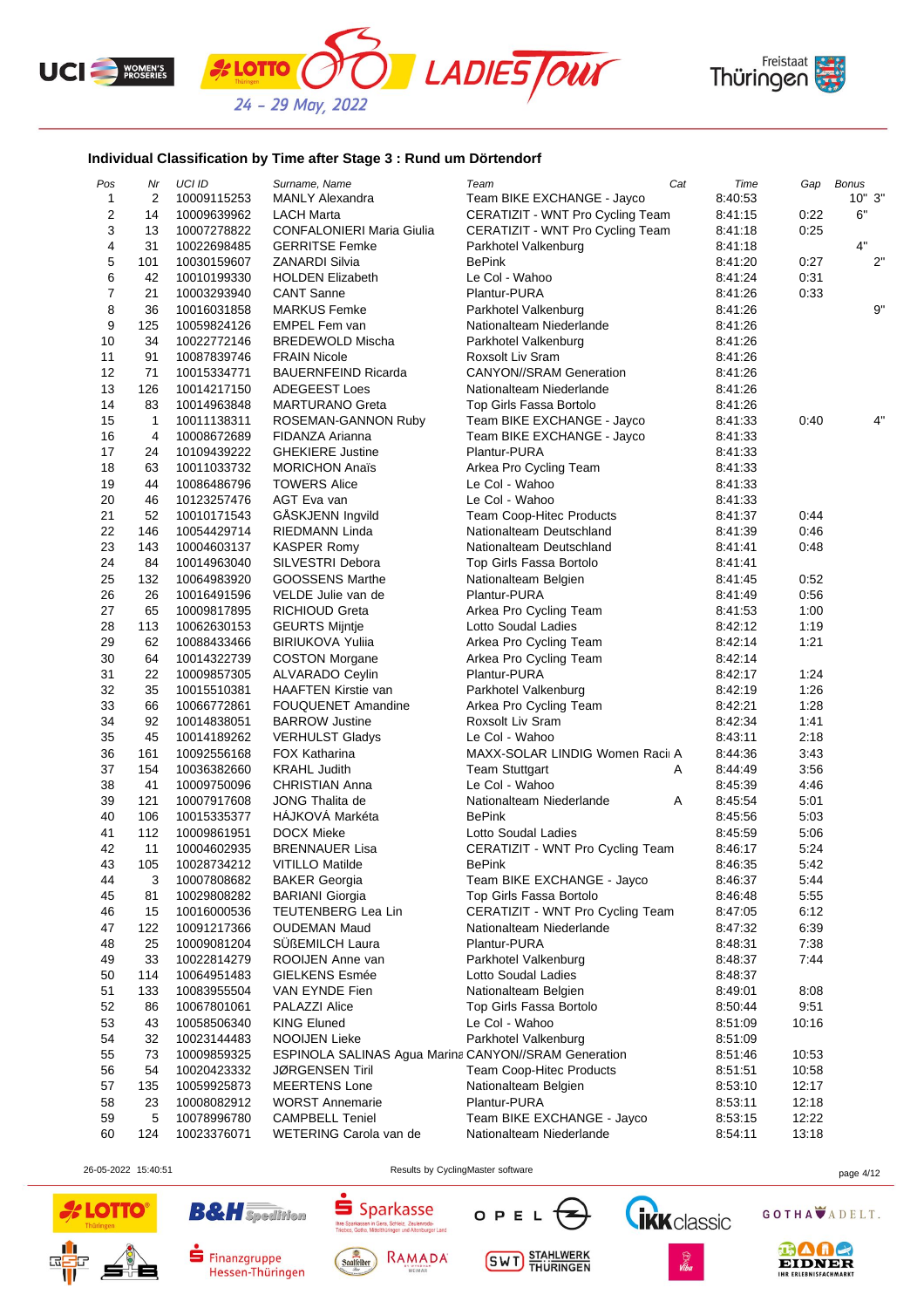## Individual Classification by Time after Stage 3 : Rund um Dörtendorf

| Pos | Nr | UCI ID | Surname, Name | Team | Cat | Time | Gap | Bonus |
|---|---|---|---|---|---|---|---|---|
| 1 | 2 | 10009115253 | MANLY Alexandra | Team BIKE EXCHANGE - Jayco | | 8:40:53 | | 10" 3" |
| 2 | 14 | 10009639962 | LACH Marta | CERATIZIT - WNT Pro Cycling Team | | 8:41:15 | 0:22 | 6" |
| 3 | 13 | 10007278822 | CONFALONIERI Maria Giulia | CERATIZIT - WNT Pro Cycling Team | | 8:41:18 | 0:25 | |
| 4 | 31 | 10022698485 | GERRITSE Femke | Parkhotel Valkenburg | | 8:41:18 | | 4" |
| 5 | 101 | 10030159607 | ZANARDI Silvia | BePink | | 8:41:20 | 0:27 | 2" |
| 6 | 42 | 10010199330 | HOLDEN Elizabeth | Le Col - Wahoo | | 8:41:24 | 0:31 | |
| 7 | 21 | 10003293940 | CANT Sanne | Plantur-PURA | | 8:41:26 | 0:33 | |
| 8 | 36 | 10016031858 | MARKUS Femke | Parkhotel Valkenburg | | 8:41:26 | | 9" |
| 9 | 125 | 10059824126 | EMPEL Fem van | Nationalteam Niederlande | | 8:41:26 | | |
| 10 | 34 | 10022772146 | BREDEWOLD Mischa | Parkhotel Valkenburg | | 8:41:26 | | |
| 11 | 91 | 10087839746 | FRAIN Nicole | Roxsolt Liv Sram | | 8:41:26 | | |
| 12 | 71 | 10015334771 | BAUERNFEIND Ricarda | CANYON//SRAM Generation | | 8:41:26 | | |
| 13 | 126 | 10014217150 | ADEGEEST Loes | Nationalteam Niederlande | | 8:41:26 | | |
| 14 | 83 | 10014963848 | MARTURANO Greta | Top Girls Fassa Bortolo | | 8:41:26 | | |
| 15 | 1 | 10011138311 | ROSEMAN-GANNON Ruby | Team BIKE EXCHANGE - Jayco | | 8:41:33 | 0:40 | 4" |
| 16 | 4 | 10008672689 | FIDANZA Arianna | Team BIKE EXCHANGE - Jayco | | 8:41:33 | | |
| 17 | 24 | 10109439222 | GHEKIERE Justine | Plantur-PURA | | 8:41:33 | | |
| 18 | 63 | 10011033732 | MORICHON Anaïs | Arkea Pro Cycling Team | | 8:41:33 | | |
| 19 | 44 | 10086486796 | TOWERS Alice | Le Col - Wahoo | | 8:41:33 | | |
| 20 | 46 | 10123257476 | AGT Eva van | Le Col - Wahoo | | 8:41:33 | | |
| 21 | 52 | 10010171543 | GÅSKJENN Ingvild | Team Coop-Hitec Products | | 8:41:37 | 0:44 | |
| 22 | 146 | 10054429714 | RIEDMANN Linda | Nationalteam Deutschland | | 8:41:39 | 0:46 | |
| 23 | 143 | 10004603137 | KASPER Romy | Nationalteam Deutschland | | 8:41:41 | 0:48 | |
| 24 | 84 | 10014963040 | SILVESTRI Debora | Top Girls Fassa Bortolo | | 8:41:41 | | |
| 25 | 132 | 10064983920 | GOOSSENS Marthe | Nationalteam Belgien | | 8:41:45 | 0:52 | |
| 26 | 26 | 10016491596 | VELDE Julie van de | Plantur-PURA | | 8:41:49 | 0:56 | |
| 27 | 65 | 10009817895 | RICHIOUD Greta | Arkea Pro Cycling Team | | 8:41:53 | 1:00 | |
| 28 | 113 | 10062630153 | GEURTS Mijntje | Lotto Soudal Ladies | | 8:42:12 | 1:19 | |
| 29 | 62 | 10088433466 | BIRIUKOVA Yuliia | Arkea Pro Cycling Team | | 8:42:14 | 1:21 | |
| 30 | 64 | 10014322739 | COSTON Morgane | Arkea Pro Cycling Team | | 8:42:14 | | |
| 31 | 22 | 10009857305 | ALVARADO Ceylin | Plantur-PURA | | 8:42:17 | 1:24 | |
| 32 | 35 | 10015510381 | HAAFTEN Kirstie van | Parkhotel Valkenburg | | 8:42:19 | 1:26 | |
| 33 | 66 | 10066772861 | FOUQUENET Amandine | Arkea Pro Cycling Team | | 8:42:21 | 1:28 | |
| 34 | 92 | 10014838051 | BARROW Justine | Roxsolt Liv Sram | | 8:42:34 | 1:41 | |
| 35 | 45 | 10014189262 | VERHULST Gladys | Le Col - Wahoo | | 8:43:11 | 2:18 | |
| 36 | 161 | 10092556168 | FOX Katharina | MAXX-SOLAR LINDIG Women Raci | A | 8:44:36 | 3:43 | |
| 37 | 154 | 10036382660 | KRAHL Judith | Team Stuttgart | A | 8:44:49 | 3:56 | |
| 38 | 41 | 10009750096 | CHRISTIAN Anna | Le Col - Wahoo | | 8:45:39 | 4:46 | |
| 39 | 121 | 10007917608 | JONG Thalita de | Nationalteam Niederlande | A | 8:45:54 | 5:01 | |
| 40 | 106 | 10015335377 | HÁJKOVÁ Markéta | BePink | | 8:45:56 | 5:03 | |
| 41 | 112 | 10009861951 | DOCX Mieke | Lotto Soudal Ladies | | 8:45:59 | 5:06 | |
| 42 | 11 | 10004602935 | BRENNAUER Lisa | CERATIZIT - WNT Pro Cycling Team | | 8:46:17 | 5:24 | |
| 43 | 105 | 10028734212 | VITILLO Matilde | BePink | | 8:46:35 | 5:42 | |
| 44 | 3 | 10007808682 | BAKER Georgia | Team BIKE EXCHANGE - Jayco | | 8:46:37 | 5:44 | |
| 45 | 81 | 10029808282 | BARIANI Giorgia | Top Girls Fassa Bortolo | | 8:46:48 | 5:55 | |
| 46 | 15 | 10016000536 | TEUTENBERG Lea Lin | CERATIZIT - WNT Pro Cycling Team | | 8:47:05 | 6:12 | |
| 47 | 122 | 10091217366 | OUDEMAN Maud | Nationalteam Niederlande | | 8:47:32 | 6:39 | |
| 48 | 25 | 10009081204 | SÜßEMILCH Laura | Plantur-PURA | | 8:48:31 | 7:38 | |
| 49 | 33 | 10022814279 | ROOIJEN Anne van | Parkhotel Valkenburg | | 8:48:37 | 7:44 | |
| 50 | 114 | 10064951483 | GIELKENS Esmée | Lotto Soudal Ladies | | 8:48:37 | | |
| 51 | 133 | 10083955504 | VAN EYNDE Fien | Nationalteam Belgien | | 8:49:01 | 8:08 | |
| 52 | 86 | 10067801061 | PALAZZI Alice | Top Girls Fassa Bortolo | | 8:50:44 | 9:51 | |
| 53 | 43 | 10058506340 | KING Eluned | Le Col - Wahoo | | 8:51:09 | 10:16 | |
| 54 | 32 | 10023144483 | NOOIJEN Lieke | Parkhotel Valkenburg | | 8:51:09 | | |
| 55 | 73 | 10009859325 | ESPINOLA SALINAS Agua Marina | CANYON//SRAM Generation | | 8:51:46 | 10:53 | |
| 56 | 54 | 10020423332 | JØRGENSEN Tiril | Team Coop-Hitec Products | | 8:51:51 | 10:58 | |
| 57 | 135 | 10059925873 | MEERTENS Lone | Nationalteam Belgien | | 8:53:10 | 12:17 | |
| 58 | 23 | 10008082912 | WORST Annemarie | Plantur-PURA | | 8:53:11 | 12:18 | |
| 59 | 5 | 10078996780 | CAMPBELL Teniel | Team BIKE EXCHANGE - Jayco | | 8:53:15 | 12:22 | |
| 60 | 124 | 10023376071 | WETERING Carola van de | Nationalteam Niederlande | | 8:54:11 | 13:18 | |

26-05-2022 15:40:51 — Results by CyclingMaster software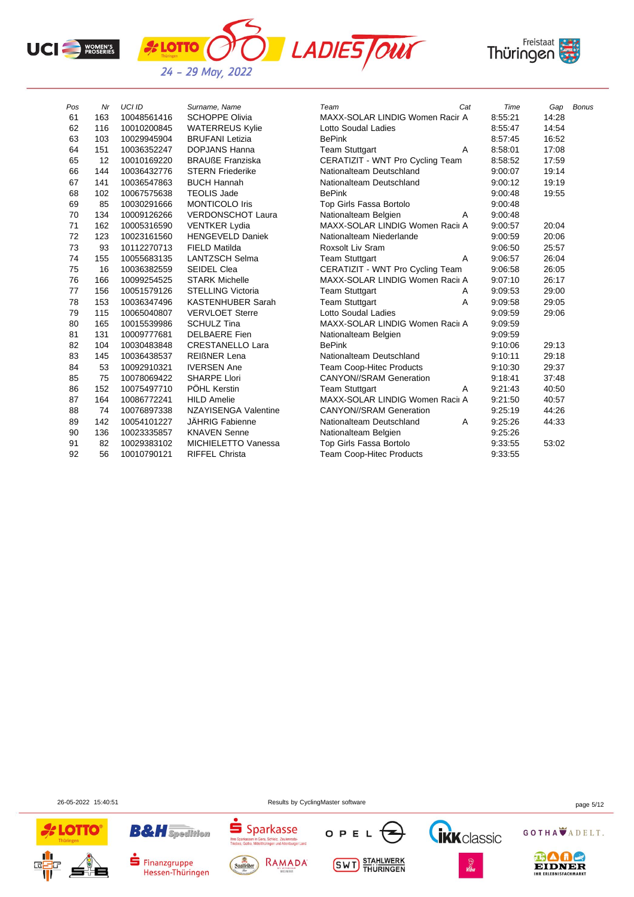| Pos | Nr | UCI ID | Surname, Name | Team | Cat | Time | Gap | Bonus |
|---|---|---|---|---|---|---|---|---|
| 61 | 163 | 10048561416 | SCHOPPE Olivia | MAXX-SOLAR LINDIG Women Racir | A | 8:55:21 | 14:28 | |
| 62 | 116 | 10010200845 | WATERREUS Kylie | Lotto Soudal Ladies | | 8:55:47 | 14:54 | |
| 63 | 103 | 10029945904 | BRUFANI Letizia | BePink | | 8:57:45 | 16:52 | |
| 64 | 151 | 10036352247 | DOPJANS Hanna | Team Stuttgart | A | 8:58:01 | 17:08 | |
| 65 | 12 | 10010169220 | BRAUßE Franziska | CERATIZIT - WNT Pro Cycling Team | | 8:58:52 | 17:59 | |
| 66 | 144 | 10036432776 | STERN Friederike | Nationalteam Deutschland | | 9:00:07 | 19:14 | |
| 67 | 141 | 10036547863 | BUCH Hannah | Nationalteam Deutschland | | 9:00:12 | 19:19 | |
| 68 | 102 | 10067575638 | TEOLIS Jade | BePink | | 9:00:48 | 19:55 | |
| 69 | 85 | 10030291666 | MONTICOLO Iris | Top Girls Fassa Bortolo | | 9:00:48 | | |
| 70 | 134 | 10009126266 | VERDONSCHOT Laura | Nationalteam Belgien | A | 9:00:48 | | |
| 71 | 162 | 10005316590 | VENTKER Lydia | MAXX-SOLAR LINDIG Women Racii | A | 9:00:57 | 20:04 | |
| 72 | 123 | 10023161560 | HENGEVELD Daniek | Nationalteam Niederlande | | 9:00:59 | 20:06 | |
| 73 | 93 | 10112270713 | FIELD Matilda | Roxsolt Liv Sram | | 9:06:50 | 25:57 | |
| 74 | 155 | 10055683135 | LANTZSCH Selma | Team Stuttgart | A | 9:06:57 | 26:04 | |
| 75 | 16 | 10036382559 | SEIDEL Clea | CERATIZIT - WNT Pro Cycling Team | | 9:06:58 | 26:05 | |
| 76 | 166 | 10099254525 | STARK Michelle | MAXX-SOLAR LINDIG Women Racii | A | 9:07:10 | 26:17 | |
| 77 | 156 | 10051579126 | STELLING Victoria | Team Stuttgart | A | 9:09:53 | 29:00 | |
| 78 | 153 | 10036347496 | KASTENHUBER Sarah | Team Stuttgart | A | 9:09:58 | 29:05 | |
| 79 | 115 | 10065040807 | VERVLOET Sterre | Lotto Soudal Ladies | | 9:09:59 | 29:06 | |
| 80 | 165 | 10015539986 | SCHULZ Tina | MAXX-SOLAR LINDIG Women Racii | A | 9:09:59 | | |
| 81 | 131 | 10009777681 | DELBAERE Fien | Nationalteam Belgien | | 9:09:59 | | |
| 82 | 104 | 10030483848 | CRESTANELLO Lara | BePink | | 9:10:06 | 29:13 | |
| 83 | 145 | 10036438537 | REIßNER Lena | Nationalteam Deutschland | | 9:10:11 | 29:18 | |
| 84 | 53 | 10092910321 | IVERSEN Ane | Team Coop-Hitec Products | | 9:10:30 | 29:37 | |
| 85 | 75 | 10078069422 | SHARPE Llori | CANYON//SRAM Generation | | 9:18:41 | 37:48 | |
| 86 | 152 | 10075497710 | PÖHL Kerstin | Team Stuttgart | A | 9:21:43 | 40:50 | |
| 87 | 164 | 10086772241 | HILD Amelie | MAXX-SOLAR LINDIG Women Racii | A | 9:21:50 | 40:57 | |
| 88 | 74 | 10076897338 | NZAYISENGA Valentine | CANYON//SRAM Generation | | 9:25:19 | 44:26 | |
| 89 | 142 | 10054101227 | JÄHRIG Fabienne | Nationalteam Deutschland | A | 9:25:26 | 44:33 | |
| 90 | 136 | 10023335857 | KNAVEN Senne | Nationalteam Belgien | | 9:25:26 | | |
| 91 | 82 | 10029383102 | MICHIELETTO Vanessa | Top Girls Fassa Bortolo | | 9:33:55 | 53:02 | |
| 92 | 56 | 10010790121 | RIFFEL Christa | Team Coop-Hitec Products | | 9:33:55 | | |

26-05-2022 15:40:51 Results by CyclingMaster software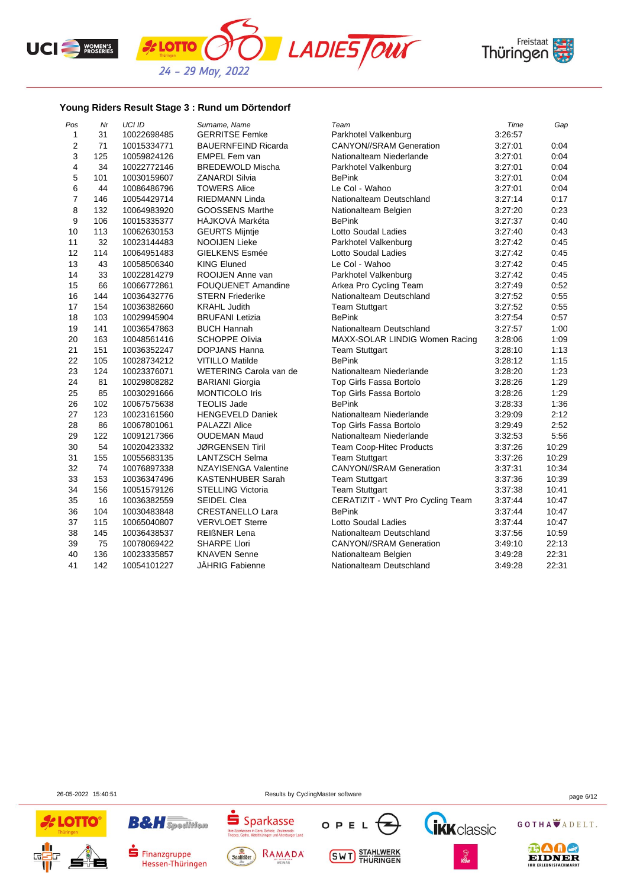### Young Riders Result Stage 3 : Rund um Dörtendorf

| Pos | Nr | UCI ID | Surname, Name | Team | Time | Gap |
|---|---|---|---|---|---|---|
| 1 | 31 | 10022698485 | GERRITSE Femke | Parkhotel Valkenburg | 3:26:57 | |
| 2 | 71 | 10015334771 | BAUERNFEIND Ricarda | CANYON//SRAM Generation | 3:27:01 | 0:04 |
| 3 | 125 | 10059824126 | EMPEL Fem van | Nationalteam Niederlande | 3:27:01 | 0:04 |
| 4 | 34 | 10022772146 | BREDEWOLD Mischa | Parkhotel Valkenburg | 3:27:01 | 0:04 |
| 5 | 101 | 10030159607 | ZANARDI Silvia | BePink | 3:27:01 | 0:04 |
| 6 | 44 | 10086486796 | TOWERS Alice | Le Col - Wahoo | 3:27:01 | 0:04 |
| 7 | 146 | 10054429714 | RIEDMANN Linda | Nationalteam Deutschland | 3:27:14 | 0:17 |
| 8 | 132 | 10064983920 | GOOSSENS Marthe | Nationalteam Belgien | 3:27:20 | 0:23 |
| 9 | 106 | 10015335377 | HÁJKOVÁ Markéta | BePink | 3:27:37 | 0:40 |
| 10 | 113 | 10062630153 | GEURTS Mijntje | Lotto Soudal Ladies | 3:27:40 | 0:43 |
| 11 | 32 | 10023144483 | NOOIJEN Lieke | Parkhotel Valkenburg | 3:27:42 | 0:45 |
| 12 | 114 | 10064951483 | GIELKENS Esmée | Lotto Soudal Ladies | 3:27:42 | 0:45 |
| 13 | 43 | 10058506340 | KING Eluned | Le Col - Wahoo | 3:27:42 | 0:45 |
| 14 | 33 | 10022814279 | ROOIJEN Anne van | Parkhotel Valkenburg | 3:27:42 | 0:45 |
| 15 | 66 | 10066772861 | FOUQUENET Amandine | Arkea Pro Cycling Team | 3:27:49 | 0:52 |
| 16 | 144 | 10036432776 | STERN Friederike | Nationalteam Deutschland | 3:27:52 | 0:55 |
| 17 | 154 | 10036382660 | KRAHL Judith | Team Stuttgart | 3:27:52 | 0:55 |
| 18 | 103 | 10029945904 | BRUFANI Letizia | BePink | 3:27:54 | 0:57 |
| 19 | 141 | 10036547863 | BUCH Hannah | Nationalteam Deutschland | 3:27:57 | 1:00 |
| 20 | 163 | 10048561416 | SCHOPPE Olivia | MAXX-SOLAR LINDIG Women Racing | 3:28:06 | 1:09 |
| 21 | 151 | 10036352247 | DOPJANS Hanna | Team Stuttgart | 3:28:10 | 1:13 |
| 22 | 105 | 10028734212 | VITILLO Matilde | BePink | 3:28:12 | 1:15 |
| 23 | 124 | 10023376071 | WETERING Carola van de | Nationalteam Niederlande | 3:28:20 | 1:23 |
| 24 | 81 | 10029808282 | BARIANI Giorgia | Top Girls Fassa Bortolo | 3:28:26 | 1:29 |
| 25 | 85 | 10030291666 | MONTICOLO Iris | Top Girls Fassa Bortolo | 3:28:26 | 1:29 |
| 26 | 102 | 10067575638 | TEOLIS Jade | BePink | 3:28:33 | 1:36 |
| 27 | 123 | 10023161560 | HENGEVELD Daniek | Nationalteam Niederlande | 3:29:09 | 2:12 |
| 28 | 86 | 10067801061 | PALAZZI Alice | Top Girls Fassa Bortolo | 3:29:49 | 2:52 |
| 29 | 122 | 10091217366 | OUDEMAN Maud | Nationalteam Niederlande | 3:32:53 | 5:56 |
| 30 | 54 | 10020423332 | JØRGENSEN Tiril | Team Coop-Hitec Products | 3:37:26 | 10:29 |
| 31 | 155 | 10055683135 | LANTZSCH Selma | Team Stuttgart | 3:37:26 | 10:29 |
| 32 | 74 | 10076897338 | NZAYISENGA Valentine | CANYON//SRAM Generation | 3:37:31 | 10:34 |
| 33 | 153 | 10036347496 | KASTENHUBER Sarah | Team Stuttgart | 3:37:36 | 10:39 |
| 34 | 156 | 10051579126 | STELLING Victoria | Team Stuttgart | 3:37:38 | 10:41 |
| 35 | 16 | 10036382559 | SEIDEL Clea | CERATIZIT - WNT Pro Cycling Team | 3:37:44 | 10:47 |
| 36 | 104 | 10030483848 | CRESTANELLO Lara | BePink | 3:37:44 | 10:47 |
| 37 | 115 | 10065040807 | VERVLOET Sterre | Lotto Soudal Ladies | 3:37:44 | 10:47 |
| 38 | 145 | 10036438537 | REIßNER Lena | Nationalteam Deutschland | 3:37:56 | 10:59 |
| 39 | 75 | 10078069422 | SHARPE Llori | CANYON//SRAM Generation | 3:49:10 | 22:13 |
| 40 | 136 | 10023335857 | KNAVEN Senne | Nationalteam Belgien | 3:49:28 | 22:31 |
| 41 | 142 | 10054101227 | JÄHRIG Fabienne | Nationalteam Deutschland | 3:49:28 | 22:31 |

26-05-2022 15:40:51 Results by CyclingMaster software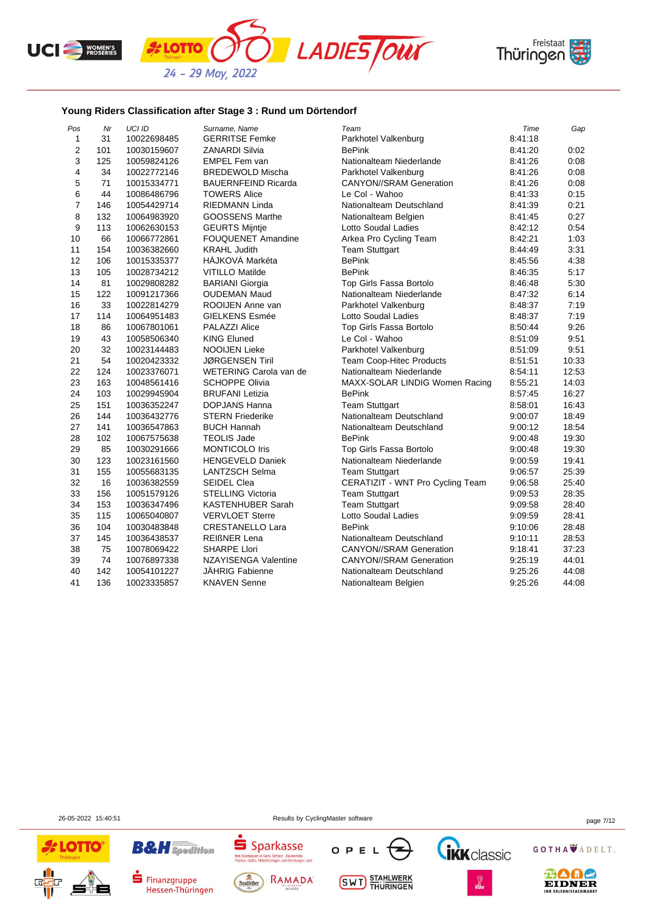### Young Riders Classification after Stage 3 : Rund um Dörtendorf

| Pos | Nr | UCI ID | Surname, Name | Team | Time | Gap |
|---|---|---|---|---|---|---|
| 1 | 31 | 10022698485 | GERRITSE Femke | Parkhotel Valkenburg | 8:41:18 | |
| 2 | 101 | 10030159607 | ZANARDI Silvia | BePink | 8:41:20 | 0:02 |
| 3 | 125 | 10059824126 | EMPEL Fem van | Nationalteam Niederlande | 8:41:26 | 0:08 |
| 4 | 34 | 10022772146 | BREDEWOLD Mischa | Parkhotel Valkenburg | 8:41:26 | 0:08 |
| 5 | 71 | 10015334771 | BAUERNFEIND Ricarda | CANYON//SRAM Generation | 8:41:26 | 0:08 |
| 6 | 44 | 10086486796 | TOWERS Alice | Le Col - Wahoo | 8:41:33 | 0:15 |
| 7 | 146 | 10054429714 | RIEDMANN Linda | Nationalteam Deutschland | 8:41:39 | 0:21 |
| 8 | 132 | 10064983920 | GOOSSENS Marthe | Nationalteam Belgien | 8:41:45 | 0:27 |
| 9 | 113 | 10062630153 | GEURTS Mijntje | Lotto Soudal Ladies | 8:42:12 | 0:54 |
| 10 | 66 | 10066772861 | FOUQUENET Amandine | Arkea Pro Cycling Team | 8:42:21 | 1:03 |
| 11 | 154 | 10036382660 | KRAHL Judith | Team Stuttgart | 8:44:49 | 3:31 |
| 12 | 106 | 10015335377 | HÁJKOVÁ Markéta | BePink | 8:45:56 | 4:38 |
| 13 | 105 | 10028734212 | VITILLO Matilde | BePink | 8:46:35 | 5:17 |
| 14 | 81 | 10029808282 | BARIANI Giorgia | Top Girls Fassa Bortolo | 8:46:48 | 5:30 |
| 15 | 122 | 10091217366 | OUDEMAN Maud | Nationalteam Niederlande | 8:47:32 | 6:14 |
| 16 | 33 | 10022814279 | ROOIJEN Anne van | Parkhotel Valkenburg | 8:48:37 | 7:19 |
| 17 | 114 | 10064951483 | GIELKENS Esmée | Lotto Soudal Ladies | 8:48:37 | 7:19 |
| 18 | 86 | 10067801061 | PALAZZI Alice | Top Girls Fassa Bortolo | 8:50:44 | 9:26 |
| 19 | 43 | 10058506340 | KING Eluned | Le Col - Wahoo | 8:51:09 | 9:51 |
| 20 | 32 | 10023144483 | NOOIJEN Lieke | Parkhotel Valkenburg | 8:51:09 | 9:51 |
| 21 | 54 | 10020423332 | JØRGENSEN Tiril | Team Coop-Hitec Products | 8:51:51 | 10:33 |
| 22 | 124 | 10023376071 | WETERING Carola van de | Nationalteam Niederlande | 8:54:11 | 12:53 |
| 23 | 163 | 10048561416 | SCHOPPE Olivia | MAXX-SOLAR LINDIG Women Racing | 8:55:21 | 14:03 |
| 24 | 103 | 10029945904 | BRUFANI Letizia | BePink | 8:57:45 | 16:27 |
| 25 | 151 | 10036352247 | DOPJANS Hanna | Team Stuttgart | 8:58:01 | 16:43 |
| 26 | 144 | 10036432776 | STERN Friederike | Nationalteam Deutschland | 9:00:07 | 18:49 |
| 27 | 141 | 10036547863 | BUCH Hannah | Nationalteam Deutschland | 9:00:12 | 18:54 |
| 28 | 102 | 10067575638 | TEOLIS Jade | BePink | 9:00:48 | 19:30 |
| 29 | 85 | 10030291666 | MONTICOLO Iris | Top Girls Fassa Bortolo | 9:00:48 | 19:30 |
| 30 | 123 | 10023161560 | HENGEVELD Daniek | Nationalteam Niederlande | 9:00:59 | 19:41 |
| 31 | 155 | 10055683135 | LANTZSCH Selma | Team Stuttgart | 9:06:57 | 25:39 |
| 32 | 16 | 10036382559 | SEIDEL Clea | CERATIZIT - WNT Pro Cycling Team | 9:06:58 | 25:40 |
| 33 | 156 | 10051579126 | STELLING Victoria | Team Stuttgart | 9:09:53 | 28:35 |
| 34 | 153 | 10036347496 | KASTENHUBER Sarah | Team Stuttgart | 9:09:58 | 28:40 |
| 35 | 115 | 10065040807 | VERVLOET Sterre | Lotto Soudal Ladies | 9:09:59 | 28:41 |
| 36 | 104 | 10030483848 | CRESTANELLO Lara | BePink | 9:10:06 | 28:48 |
| 37 | 145 | 10036438537 | REIßNER Lena | Nationalteam Deutschland | 9:10:11 | 28:53 |
| 38 | 75 | 10078069422 | SHARPE Llori | CANYON//SRAM Generation | 9:18:41 | 37:23 |
| 39 | 74 | 10076897338 | NZAYISENGA Valentine | CANYON//SRAM Generation | 9:25:19 | 44:01 |
| 40 | 142 | 10054101227 | JÄHRIG Fabienne | Nationalteam Deutschland | 9:25:26 | 44:08 |
| 41 | 136 | 10023335857 | KNAVEN Senne | Nationalteam Belgien | 9:25:26 | 44:08 |

26-05-2022 15:40:51

Results by CyclingMaster software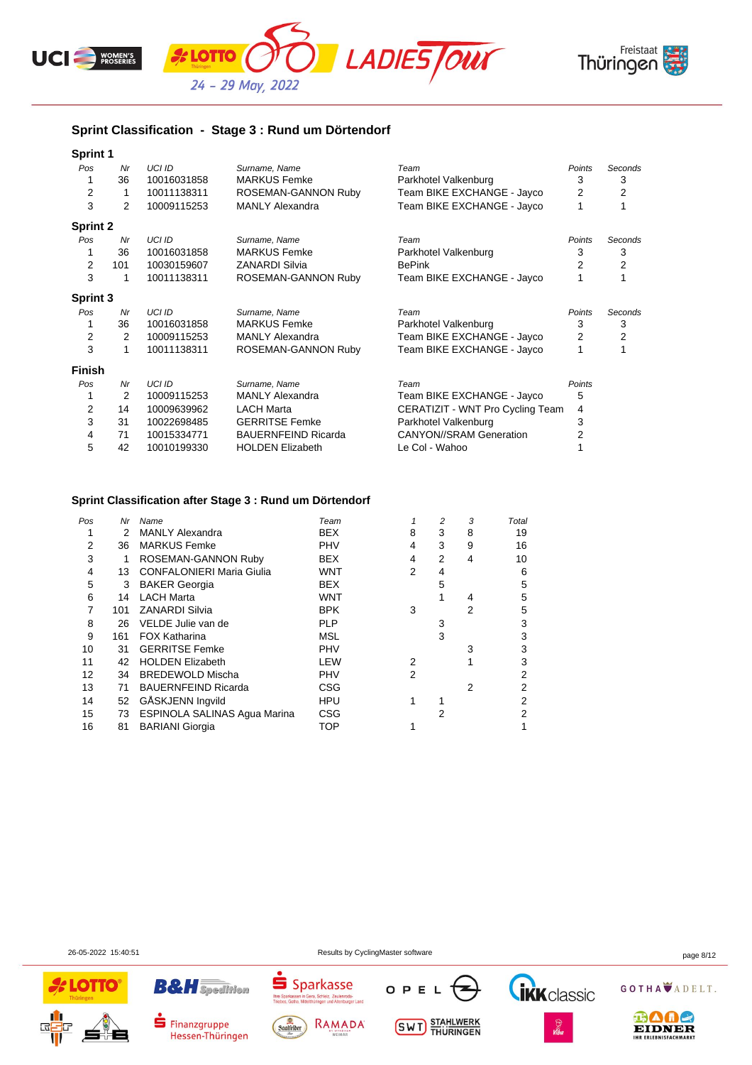## Sprint Classification - Stage 3 : Rund um Dörtendorf

### Sprint 1

| Pos | Nr | UCI ID | Surname, Name | Team | Points | Seconds |
|---|---|---|---|---|---|---|
| 1 | 36 | 10016031858 | MARKUS Femke | Parkhotel Valkenburg | 3 | 3 |
| 2 | 1 | 10011138311 | ROSEMAN-GANNON Ruby | Team BIKE EXCHANGE - Jayco | 2 | 2 |
| 3 | 2 | 10009115253 | MANLY Alexandra | Team BIKE EXCHANGE - Jayco | 1 | 1 |

### Sprint 2

| Pos | Nr | UCI ID | Surname, Name | Team | Points | Seconds |
|---|---|---|---|---|---|---|
| 1 | 36 | 10016031858 | MARKUS Femke | Parkhotel Valkenburg | 3 | 3 |
| 2 | 101 | 10030159607 | ZANARDI Silvia | BePink | 2 | 2 |
| 3 | 1 | 10011138311 | ROSEMAN-GANNON Ruby | Team BIKE EXCHANGE - Jayco | 1 | 1 |

### Sprint 3

| Pos | Nr | UCI ID | Surname, Name | Team | Points | Seconds |
|---|---|---|---|---|---|---|
| 1 | 36 | 10016031858 | MARKUS Femke | Parkhotel Valkenburg | 3 | 3 |
| 2 | 2 | 10009115253 | MANLY Alexandra | Team BIKE EXCHANGE - Jayco | 2 | 2 |
| 3 | 1 | 10011138311 | ROSEMAN-GANNON Ruby | Team BIKE EXCHANGE - Jayco | 1 | 1 |

### Finish

| Pos | Nr | UCI ID | Surname, Name | Team | Points |
|---|---|---|---|---|---|
| 1 | 2 | 10009115253 | MANLY Alexandra | Team BIKE EXCHANGE - Jayco | 5 |
| 2 | 14 | 10009639962 | LACH Marta | CERATIZIT - WNT Pro Cycling Team | 4 |
| 3 | 31 | 10022698485 | GERRITSE Femke | Parkhotel Valkenburg | 3 |
| 4 | 71 | 10015334771 | BAUERNFEIND Ricarda | CANYON//SRAM Generation | 2 |
| 5 | 42 | 10010199330 | HOLDEN Elizabeth | Le Col - Wahoo | 1 |

## Sprint Classification after Stage 3 : Rund um Dörtendorf

| Pos | Nr | Name | Team | 1 | 2 | 3 | Total |
|---|---|---|---|---|---|---|---|
| 1 | 2 | MANLY Alexandra | BEX | 8 | 3 | 8 | 19 |
| 2 | 36 | MARKUS Femke | PHV | 4 | 3 | 9 | 16 |
| 3 | 1 | ROSEMAN-GANNON Ruby | BEX | 4 | 2 | 4 | 10 |
| 4 | 13 | CONFALONIERI Maria Giulia | WNT | 2 | 4 | | 6 |
| 5 | 3 | BAKER Georgia | BEX | | 5 | | 5 |
| 6 | 14 | LACH Marta | WNT | | 1 | 4 | 5 |
| 7 | 101 | ZANARDI Silvia | BPK | 3 | | 2 | 5 |
| 8 | 26 | VELDE Julie van de | PLP | | 3 | | 3 |
| 9 | 161 | FOX Katharina | MSL | | 3 | | 3 |
| 10 | 31 | GERRITSE Femke | PHV | | | 3 | 3 |
| 11 | 42 | HOLDEN Elizabeth | LEW | 2 | | 1 | 3 |
| 12 | 34 | BREDEWOLD Mischa | PHV | 2 | | | 2 |
| 13 | 71 | BAUERNFEIND Ricarda | CSG | | | 2 | 2 |
| 14 | 52 | GÅSKJENN Ingvild | HPU | 1 | 1 | | 2 |
| 15 | 73 | ESPINOLA SALINAS Agua Marina | CSG | | 2 | | 2 |
| 16 | 81 | BARIANI Giorgia | TOP | 1 | | | 1 |

26-05-2022 15:40:51 Results by CyclingMaster software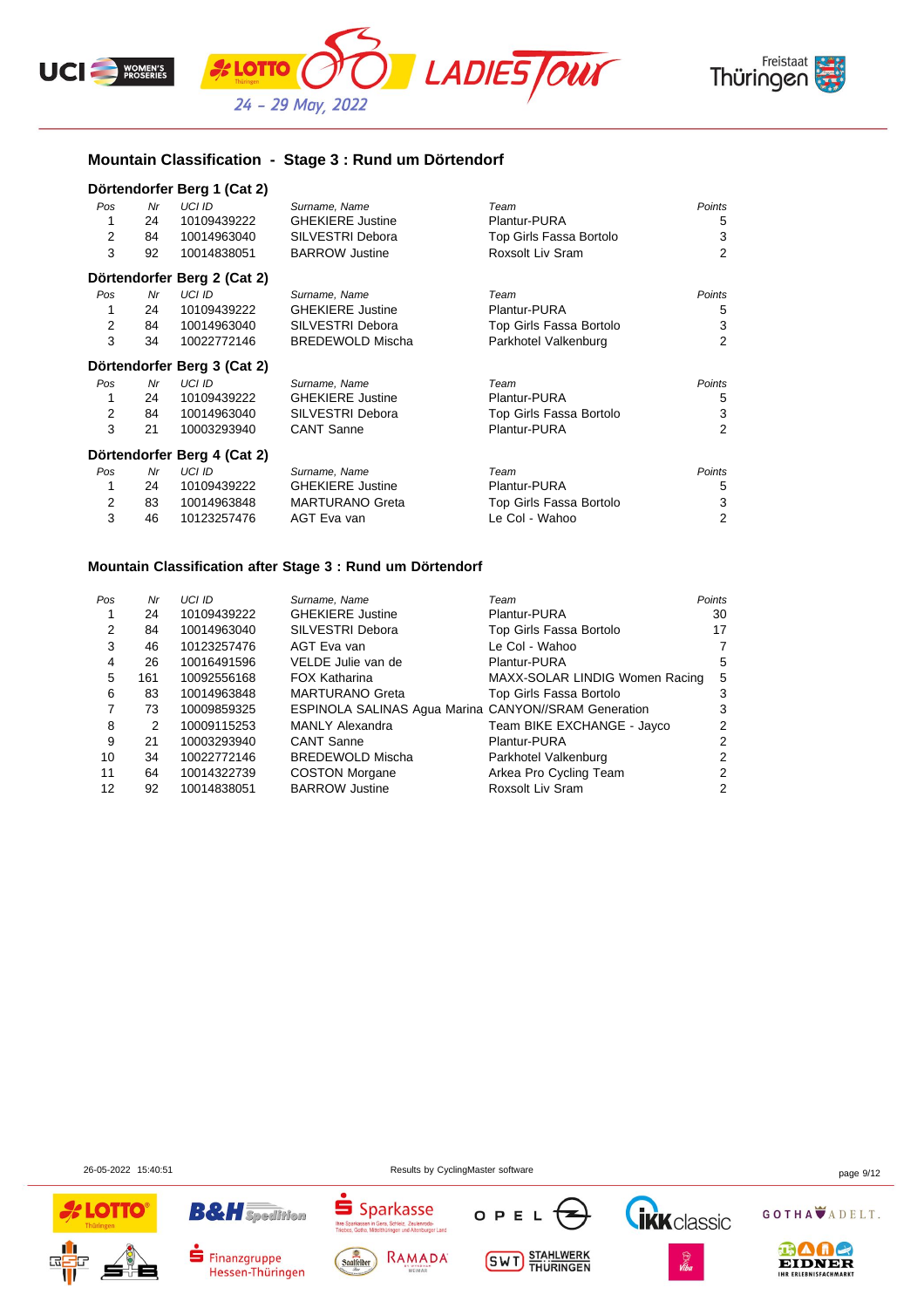## Mountain Classification - Stage 3 : Rund um Dörtendorf

### Dörtendorfer Berg 1 (Cat 2)

| Pos | Nr | UCI ID | Surname, Name | Team | Points |
|---|---|---|---|---|---|
| 1 | 24 | 10109439222 | GHEKIERE Justine | Plantur-PURA | 5 |
| 2 | 84 | 10014963040 | SILVESTRI Debora | Top Girls Fassa Bortolo | 3 |
| 3 | 92 | 10014838051 | BARROW Justine | Roxsolt Liv Sram | 2 |

### Dörtendorfer Berg 2 (Cat 2)

| Pos | Nr | UCI ID | Surname, Name | Team | Points |
|---|---|---|---|---|---|
| 1 | 24 | 10109439222 | GHEKIERE Justine | Plantur-PURA | 5 |
| 2 | 84 | 10014963040 | SILVESTRI Debora | Top Girls Fassa Bortolo | 3 |
| 3 | 34 | 10022772146 | BREDEWOLD Mischa | Parkhotel Valkenburg | 2 |

### Dörtendorfer Berg 3 (Cat 2)

| Pos | Nr | UCI ID | Surname, Name | Team | Points |
|---|---|---|---|---|---|
| 1 | 24 | 10109439222 | GHEKIERE Justine | Plantur-PURA | 5 |
| 2 | 84 | 10014963040 | SILVESTRI Debora | Top Girls Fassa Bortolo | 3 |
| 3 | 21 | 10003293940 | CANT Sanne | Plantur-PURA | 2 |

### Dörtendorfer Berg 4 (Cat 2)

| Pos | Nr | UCI ID | Surname, Name | Team | Points |
|---|---|---|---|---|---|
| 1 | 24 | 10109439222 | GHEKIERE Justine | Plantur-PURA | 5 |
| 2 | 83 | 10014963848 | MARTURANO Greta | Top Girls Fassa Bortolo | 3 |
| 3 | 46 | 10123257476 | AGT Eva van | Le Col - Wahoo | 2 |

## Mountain Classification after Stage 3 : Rund um Dörtendorf

| Pos | Nr | UCI ID | Surname, Name | Team | Points |
|---|---|---|---|---|---|
| 1 | 24 | 10109439222 | GHEKIERE Justine | Plantur-PURA | 30 |
| 2 | 84 | 10014963040 | SILVESTRI Debora | Top Girls Fassa Bortolo | 17 |
| 3 | 46 | 10123257476 | AGT Eva van | Le Col - Wahoo | 7 |
| 4 | 26 | 10016491596 | VELDE Julie van de | Plantur-PURA | 5 |
| 5 | 161 | 10092556168 | FOX Katharina | MAXX-SOLAR LINDIG Women Racing | 5 |
| 6 | 83 | 10014963848 | MARTURANO Greta | Top Girls Fassa Bortolo | 3 |
| 7 | 73 | 10009859325 | ESPINOLA SALINAS Agua Marina | CANYON//SRAM Generation | 3 |
| 8 | 2 | 10009115253 | MANLY Alexandra | Team BIKE EXCHANGE - Jayco | 2 |
| 9 | 21 | 10003293940 | CANT Sanne | Plantur-PURA | 2 |
| 10 | 34 | 10022772146 | BREDEWOLD Mischa | Parkhotel Valkenburg | 2 |
| 11 | 64 | 10014322739 | COSTON Morgane | Arkea Pro Cycling Team | 2 |
| 12 | 92 | 10014838051 | BARROW Justine | Roxsolt Liv Sram | 2 |

26-05-2022 15:40:51 Results by CyclingMaster software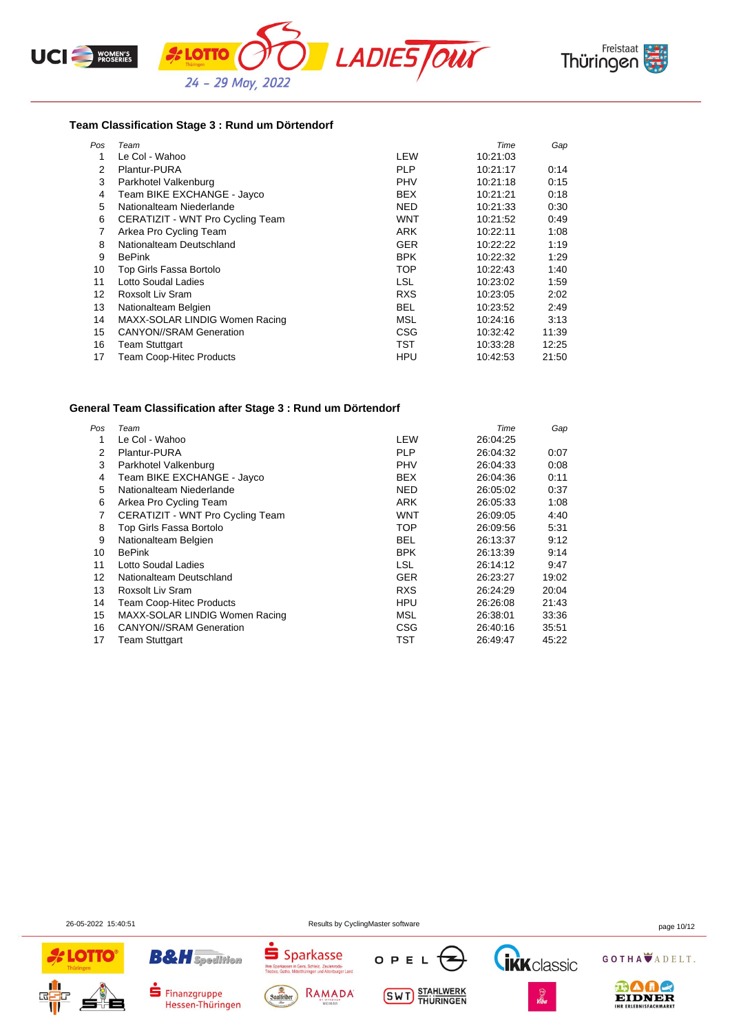### Team Classification Stage 3 : Rund um Dörtendorf

| Pos | Team | | Time | Gap |
|---|---|---|---|---|
| 1 | Le Col - Wahoo | LEW | 10:21:03 | |
| 2 | Plantur-PURA | PLP | 10:21:17 | 0:14 |
| 3 | Parkhotel Valkenburg | PHV | 10:21:18 | 0:15 |
| 4 | Team BIKE EXCHANGE - Jayco | BEX | 10:21:21 | 0:18 |
| 5 | Nationalteam Niederlande | NED | 10:21:33 | 0:30 |
| 6 | CERATIZIT - WNT Pro Cycling Team | WNT | 10:21:52 | 0:49 |
| 7 | Arkea Pro Cycling Team | ARK | 10:22:11 | 1:08 |
| 8 | Nationalteam Deutschland | GER | 10:22:22 | 1:19 |
| 9 | BePink | BPK | 10:22:32 | 1:29 |
| 10 | Top Girls Fassa Bortolo | TOP | 10:22:43 | 1:40 |
| 11 | Lotto Soudal Ladies | LSL | 10:23:02 | 1:59 |
| 12 | Roxsolt Liv Sram | RXS | 10:23:05 | 2:02 |
| 13 | Nationalteam Belgien | BEL | 10:23:52 | 2:49 |
| 14 | MAXX-SOLAR LINDIG Women Racing | MSL | 10:24:16 | 3:13 |
| 15 | CANYON//SRAM Generation | CSG | 10:32:42 | 11:39 |
| 16 | Team Stuttgart | TST | 10:33:28 | 12:25 |
| 17 | Team Coop-Hitec Products | HPU | 10:42:53 | 21:50 |

### General Team Classification after Stage 3 : Rund um Dörtendorf

| Pos | Team | | Time | Gap |
|---|---|---|---|---|
| 1 | Le Col - Wahoo | LEW | 26:04:25 | |
| 2 | Plantur-PURA | PLP | 26:04:32 | 0:07 |
| 3 | Parkhotel Valkenburg | PHV | 26:04:33 | 0:08 |
| 4 | Team BIKE EXCHANGE - Jayco | BEX | 26:04:36 | 0:11 |
| 5 | Nationalteam Niederlande | NED | 26:05:02 | 0:37 |
| 6 | Arkea Pro Cycling Team | ARK | 26:05:33 | 1:08 |
| 7 | CERATIZIT - WNT Pro Cycling Team | WNT | 26:09:05 | 4:40 |
| 8 | Top Girls Fassa Bortolo | TOP | 26:09:56 | 5:31 |
| 9 | Nationalteam Belgien | BEL | 26:13:37 | 9:12 |
| 10 | BePink | BPK | 26:13:39 | 9:14 |
| 11 | Lotto Soudal Ladies | LSL | 26:14:12 | 9:47 |
| 12 | Nationalteam Deutschland | GER | 26:23:27 | 19:02 |
| 13 | Roxsolt Liv Sram | RXS | 26:24:29 | 20:04 |
| 14 | Team Coop-Hitec Products | HPU | 26:26:08 | 21:43 |
| 15 | MAXX-SOLAR LINDIG Women Racing | MSL | 26:38:01 | 33:36 |
| 16 | CANYON//SRAM Generation | CSG | 26:40:16 | 35:51 |
| 17 | Team Stuttgart | TST | 26:49:47 | 45:22 |

26-05-2022 15:40:51 Results by CyclingMaster software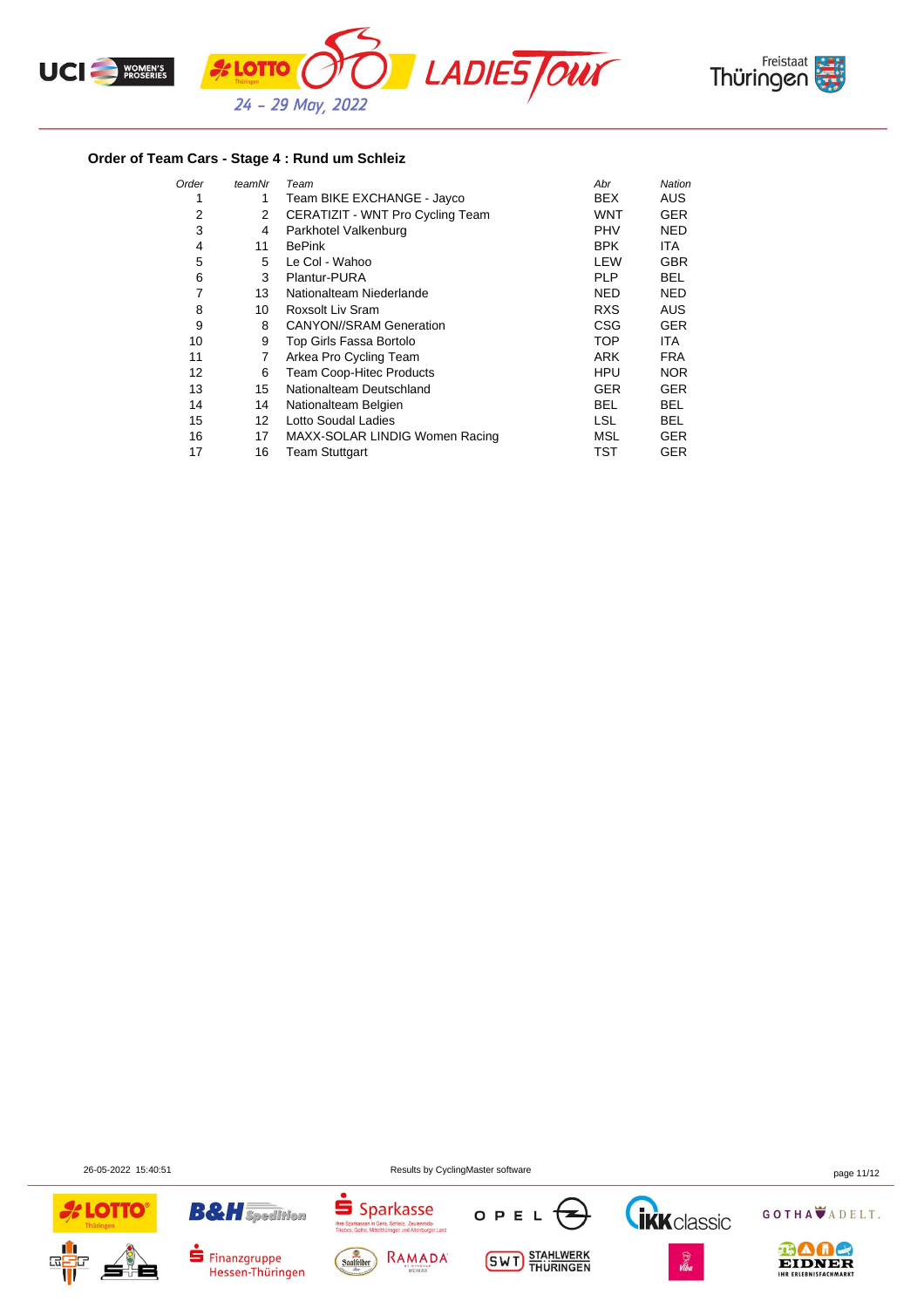### Order of Team Cars - Stage 4 : Rund um Schleiz

| *Order* | *teamNr* | *Team* | *Abr* | *Nation* |
|---|---|---|---|---|
| 1 | 1 | Team BIKE EXCHANGE - Jayco | BEX | AUS |
| 2 | 2 | CERATIZIT - WNT Pro Cycling Team | WNT | GER |
| 3 | 4 | Parkhotel Valkenburg | PHV | NED |
| 4 | 11 | BePink | BPK | ITA |
| 5 | 5 | Le Col - Wahoo | LEW | GBR |
| 6 | 3 | Plantur-PURA | PLP | BEL |
| 7 | 13 | Nationalteam Niederlande | NED | NED |
| 8 | 10 | Roxsolt Liv Sram | RXS | AUS |
| 9 | 8 | CANYON//SRAM Generation | CSG | GER |
| 10 | 9 | Top Girls Fassa Bortolo | TOP | ITA |
| 11 | 7 | Arkea Pro Cycling Team | ARK | FRA |
| 12 | 6 | Team Coop-Hitec Products | HPU | NOR |
| 13 | 15 | Nationalteam Deutschland | GER | GER |
| 14 | 14 | Nationalteam Belgien | BEL | BEL |
| 15 | 12 | Lotto Soudal Ladies | LSL | BEL |
| 16 | 17 | MAXX-SOLAR LINDIG Women Racing | MSL | GER |
| 17 | 16 | Team Stuttgart | TST | GER |

26-05-2022 15:40:51 Results by CyclingMaster software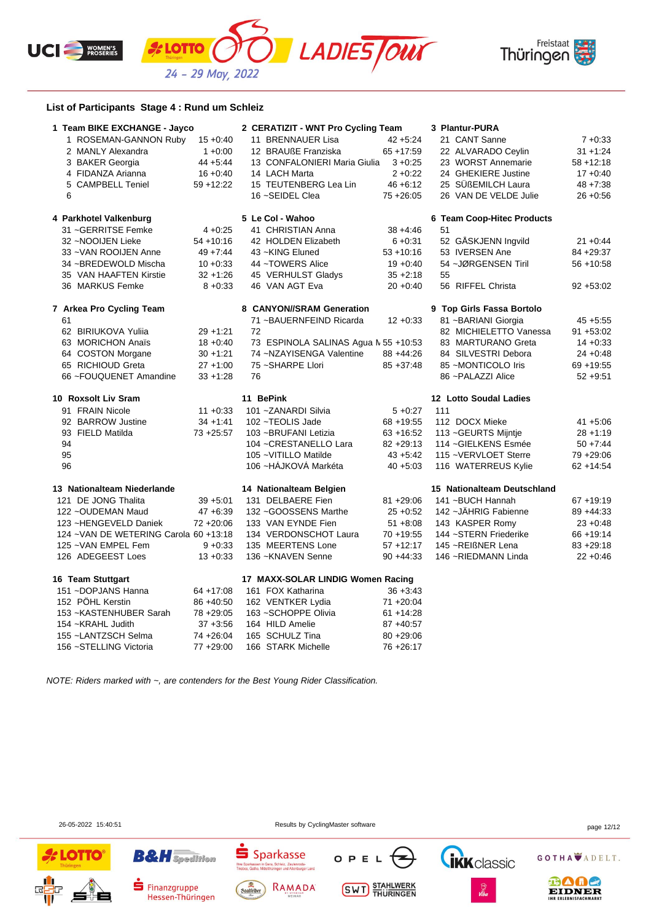## List of Participants Stage 4 : Rund um Schleiz

### 1 Team BIKE EXCHANGE - Jayco

| | | |
|---|---|---|
| 1 | ROSEMAN-GANNON Ruby | 15 +0:40 |
| 2 | MANLY Alexandra | 1 +0:00 |
| 3 | BAKER Georgia | 44 +5:44 |
| 4 | FIDANZA Arianna | 16 +0:40 |
| 5 | CAMPBELL Teniel | 59 +12:22 |
| 6 | | |

### 2 CERATIZIT - WNT Pro Cycling Team

| | | |
|---|---|---|
| 11 | BRENNAUER Lisa | 42 +5:24 |
| 12 | BRAUßE Franziska | 65 +17:59 |
| 13 | CONFALONIERI Maria Giulia | 3 +0:25 |
| 14 | LACH Marta | 2 +0:22 |
| 15 | TEUTENBERG Lea Lin | 46 +6:12 |
| 16 | ~SEIDEL Clea | 75 +26:05 |

### 3 Plantur-PURA

| | | |
|---|---|---|
| 21 | CANT Sanne | 7 +0:33 |
| 22 | ALVARADO Ceylin | 31 +1:24 |
| 23 | WORST Annemarie | 58 +12:18 |
| 24 | GHEKIERE Justine | 17 +0:40 |
| 25 | SÜßEMILCH Laura | 48 +7:38 |
| 26 | VAN DE VELDE Julie | 26 +0:56 |

### 4 Parkhotel Valkenburg

| | | |
|---|---|---|
| 31 | ~GERRITSE Femke | 4 +0:25 |
| 32 | ~NOOIJEN Lieke | 54 +10:16 |
| 33 | ~VAN ROOIJEN Anne | 49 +7:44 |
| 34 | ~BREDEWOLD Mischa | 10 +0:33 |
| 35 | VAN HAAFTEN Kirstie | 32 +1:26 |
| 36 | MARKUS Femke | 8 +0:33 |

### 5 Le Col - Wahoo

| | | |
|---|---|---|
| 41 | CHRISTIAN Anna | 38 +4:46 |
| 42 | HOLDEN Elizabeth | 6 +0:31 |
| 43 | ~KING Eluned | 53 +10:16 |
| 44 | ~TOWERS Alice | 19 +0:40 |
| 45 | VERHULST Gladys | 35 +2:18 |
| 46 | VAN AGT Eva | 20 +0:40 |

### 6 Team Coop-Hitec Products

| | | |
|---|---|---|
| 51 | | |
| 52 | GÅSKJENN Ingvild | 21 +0:44 |
| 53 | IVERSEN Ane | 84 +29:37 |
| 54 | ~JØRGENSEN Tiril | 56 +10:58 |
| 55 | | |
| 56 | RIFFEL Christa | 92 +53:02 |

### 7 Arkea Pro Cycling Team

| | | |
|---|---|---|
| 61 | | |
| 62 | BIRIUKOVA Yuliia | 29 +1:21 |
| 63 | MORICHON Anaïs | 18 +0:40 |
| 64 | COSTON Morgane | 30 +1:21 |
| 65 | RICHIOUD Greta | 27 +1:00 |
| 66 | ~FOUQUENET Amandine | 33 +1:28 |

### 8 CANYON//SRAM Generation

| | | |
|---|---|---|
| 71 | ~BAUERNFEIND Ricarda | 12 +0:33 |
| 72 | | |
| 73 | ESPINOLA SALINAS Agua M | 55 +10:53 |
| 74 | ~NZAYISENGA Valentine | 88 +44:26 |
| 75 | ~SHARPE Llori | 85 +37:48 |
| 76 | | |

### 9 Top Girls Fassa Bortolo

| | | |
|---|---|---|
| 81 | ~BARIANI Giorgia | 45 +5:55 |
| 82 | MICHIELETTO Vanessa | 91 +53:02 |
| 83 | MARTURANO Greta | 14 +0:33 |
| 84 | SILVESTRI Debora | 24 +0:48 |
| 85 | ~MONTICOLO Iris | 69 +19:55 |
| 86 | ~PALAZZI Alice | 52 +9:51 |

### 10 Roxsolt Liv Sram

| | | |
|---|---|---|
| 91 | FRAIN Nicole | 11 +0:33 |
| 92 | BARROW Justine | 34 +1:41 |
| 93 | FIELD Matilda | 73 +25:57 |
| 94 | | |
| 95 | | |
| 96 | | |

### 11 BePink

| | | |
|---|---|---|
| 101 | ~ZANARDI Silvia | 5 +0:27 |
| 102 | ~TEOLIS Jade | 68 +19:55 |
| 103 | ~BRUFANI Letizia | 63 +16:52 |
| 104 | ~CRESTANELLO Lara | 82 +29:13 |
| 105 | ~VITILLO Matilde | 43 +5:42 |
| 106 | ~HÁJKOVÁ Markéta | 40 +5:03 |

### 12 Lotto Soudal Ladies

| | | |
|---|---|---|
| 111 | | |
| 112 | DOCX Mieke | 41 +5:06 |
| 113 | ~GEURTS Mijntje | 28 +1:19 |
| 114 | ~GIELKENS Esmée | 50 +7:44 |
| 115 | ~VERVLOET Sterre | 79 +29:06 |
| 116 | WATERREUS Kylie | 62 +14:54 |

### 13 Nationalteam Niederlande

| | | |
|---|---|---|
| 121 | DE JONG Thalita | 39 +5:01 |
| 122 | ~OUDEMAN Maud | 47 +6:39 |
| 123 | ~HENGEVELD Daniek | 72 +20:06 |
| 124 | ~VAN DE WETERING Carola | 60 +13:18 |
| 125 | ~VAN EMPEL Fem | 9 +0:33 |
| 126 | ADEGEEST Loes | 13 +0:33 |

### 14 Nationalteam Belgien

| | | |
|---|---|---|
| 131 | DELBAERE Fien | 81 +29:06 |
| 132 | ~GOOSSENS Marthe | 25 +0:52 |
| 133 | VAN EYNDE Fien | 51 +8:08 |
| 134 | VERDONSCHOT Laura | 70 +19:55 |
| 135 | MEERTENS Lone | 57 +12:17 |
| 136 | ~KNAVEN Senne | 90 +44:33 |

### 15 Nationalteam Deutschland

| | | |
|---|---|---|
| 141 | ~BUCH Hannah | 67 +19:19 |
| 142 | ~JÄHRIG Fabienne | 89 +44:33 |
| 143 | KASPER Romy | 23 +0:48 |
| 144 | ~STERN Friederike | 66 +19:14 |
| 145 | ~REIßNER Lena | 83 +29:18 |
| 146 | ~RIEDMANN Linda | 22 +0:46 |

### 16 Team Stuttgart

| | | |
|---|---|---|
| 151 | ~DOPJANS Hanna | 64 +17:08 |
| 152 | PÖHL Kerstin | 86 +40:50 |
| 153 | ~KASTENHUBER Sarah | 78 +29:05 |
| 154 | ~KRAHL Judith | 37 +3:56 |
| 155 | ~LANTZSCH Selma | 74 +26:04 |
| 156 | ~STELLING Victoria | 77 +29:00 |

### 17 MAXX-SOLAR LINDIG Women Racing

| | | |
|---|---|---|
| 161 | FOX Katharina | 36 +3:43 |
| 162 | VENTKER Lydia | 71 +20:04 |
| 163 | ~SCHOPPE Olivia | 61 +14:28 |
| 164 | HILD Amelie | 87 +40:57 |
| 165 | SCHULZ Tina | 80 +29:06 |
| 166 | STARK Michelle | 76 +26:17 |

*NOTE: Riders marked with ~, are contenders for the Best Young Rider Classification.*

26-05-2022 15:40:51 — Results by CyclingMaster software